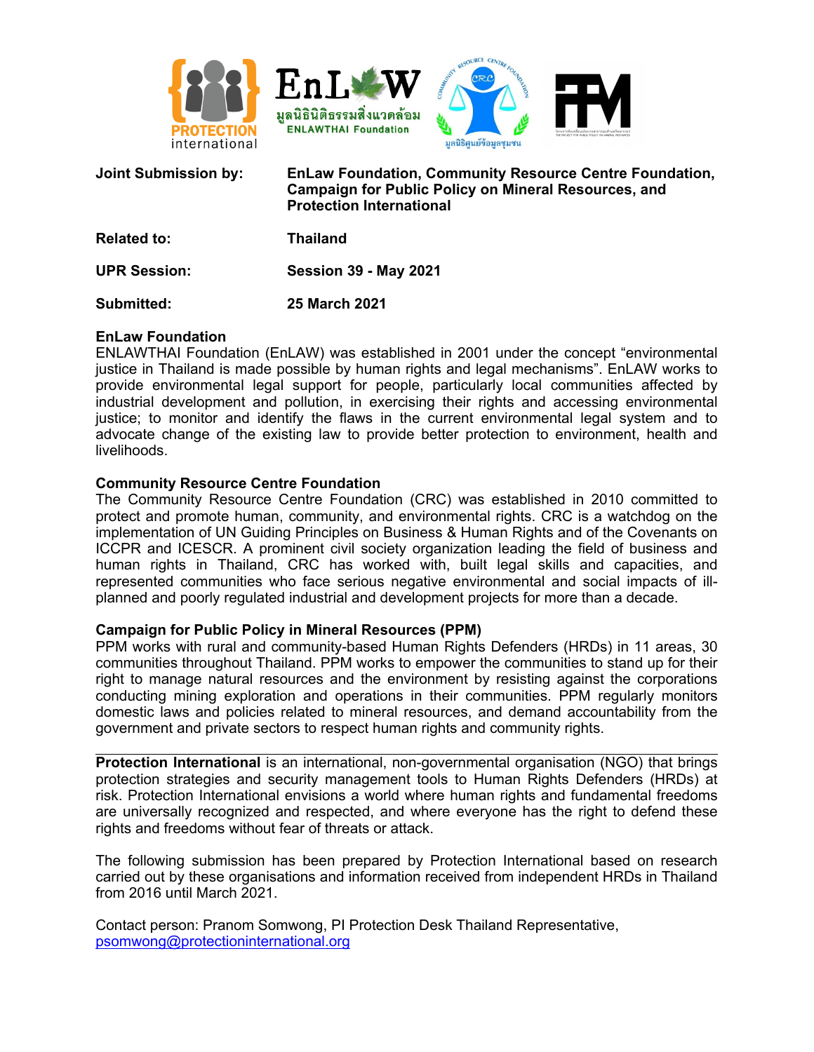| | |
|---|---|
| **Joint Submission by:** | **EnLaw Foundation, Community Resource Centre Foundation, Campaign for Public Policy on Mineral Resources, and Protection International** |
| **Related to:** | **Thailand** |
| **UPR Session:** | **Session 39 - May 2021** |
| **Submitted:** | **25 March 2021** |

**EnLaw Foundation**
ENLAWTHAI Foundation (EnLAW) was established in 2001 under the concept "environmental justice in Thailand is made possible by human rights and legal mechanisms". EnLAW works to provide environmental legal support for people, particularly local communities affected by industrial development and pollution, in exercising their rights and accessing environmental justice; to monitor and identify the flaws in the current environmental legal system and to advocate change of the existing law to provide better protection to environment, health and livelihoods.

**Community Resource Centre Foundation**
The Community Resource Centre Foundation (CRC) was established in 2010 committed to protect and promote human, community, and environmental rights. CRC is a watchdog on the implementation of UN Guiding Principles on Business & Human Rights and of the Covenants on ICCPR and ICESCR. A prominent civil society organization leading the field of business and human rights in Thailand, CRC has worked with, built legal skills and capacities, and represented communities who face serious negative environmental and social impacts of ill-planned and poorly regulated industrial and development projects for more than a decade.

**Campaign for Public Policy in Mineral Resources (PPM)**
PPM works with rural and community-based Human Rights Defenders (HRDs) in 11 areas, 30 communities throughout Thailand. PPM works to empower the communities to stand up for their right to manage natural resources and the environment by resisting against the corporations conducting mining exploration and operations in their communities. PPM regularly monitors domestic laws and policies related to mineral resources, and demand accountability from the government and private sectors to respect human rights and community rights.

---

**Protection International** is an international, non-governmental organisation (NGO) that brings protection strategies and security management tools to Human Rights Defenders (HRDs) at risk. Protection International envisions a world where human rights and fundamental freedoms are universally recognized and respected, and where everyone has the right to defend these rights and freedoms without fear of threats or attack.

The following submission has been prepared by Protection International based on research carried out by these organisations and information received from independent HRDs in Thailand from 2016 until March 2021.

Contact person: Pranom Somwong, PI Protection Desk Thailand Representative, psomwong@protectioninternational.org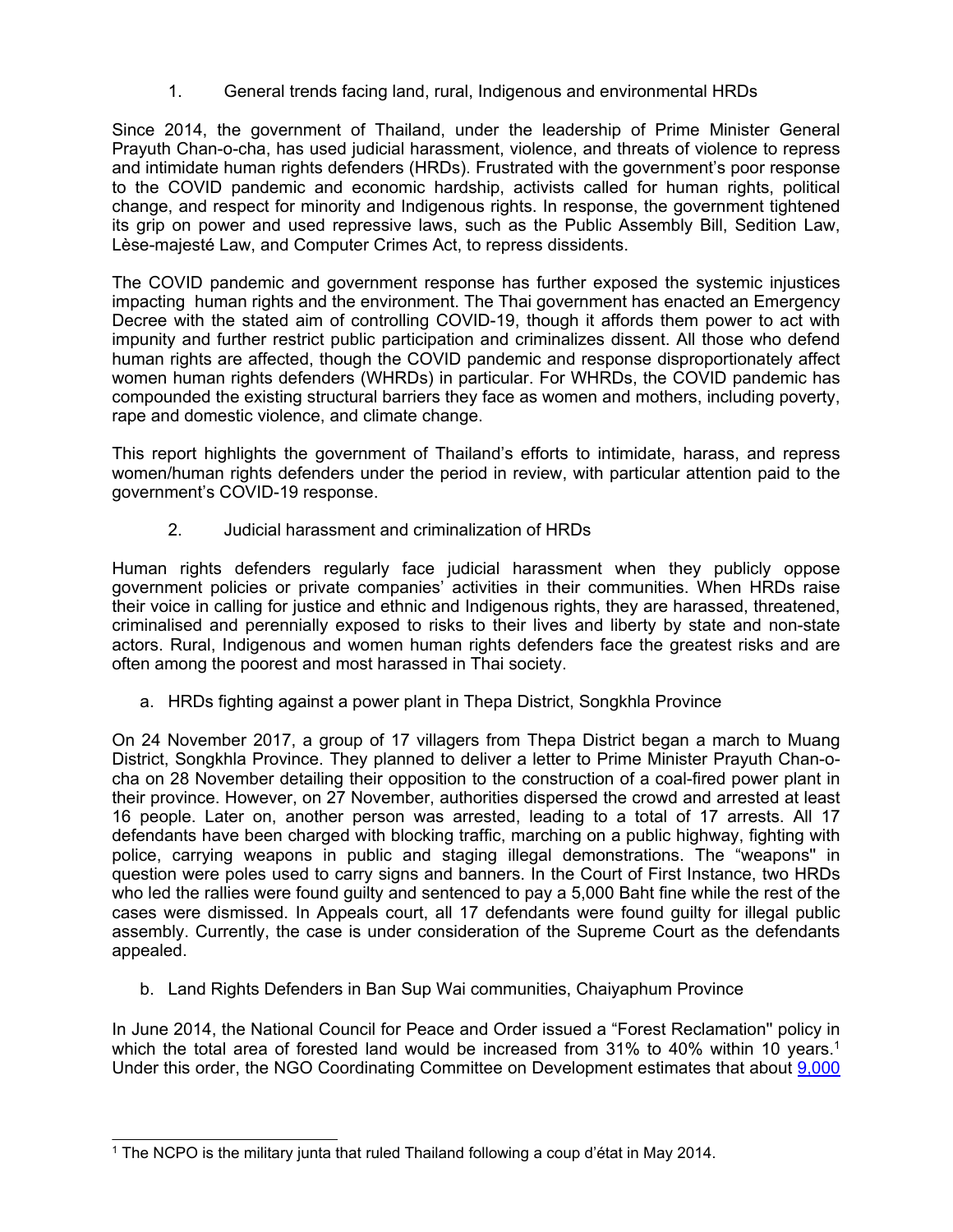## 1. General trends facing land, rural, Indigenous and environmental HRDs

Since 2014, the government of Thailand, under the leadership of Prime Minister General Prayuth Chan-o-cha, has used judicial harassment, violence, and threats of violence to repress and intimidate human rights defenders (HRDs). Frustrated with the government's poor response to the COVID pandemic and economic hardship, activists called for human rights, political change, and respect for minority and Indigenous rights. In response, the government tightened its grip on power and used repressive laws, such as the Public Assembly Bill, Sedition Law, Lèse-majesté Law, and Computer Crimes Act, to repress dissidents.

The COVID pandemic and government response has further exposed the systemic injustices impacting human rights and the environment. The Thai government has enacted an Emergency Decree with the stated aim of controlling COVID-19, though it affords them power to act with impunity and further restrict public participation and criminalizes dissent. All those who defend human rights are affected, though the COVID pandemic and response disproportionately affect women human rights defenders (WHRDs) in particular. For WHRDs, the COVID pandemic has compounded the existing structural barriers they face as women and mothers, including poverty, rape and domestic violence, and climate change.

This report highlights the government of Thailand's efforts to intimidate, harass, and repress women/human rights defenders under the period in review, with particular attention paid to the government's COVID-19 response.

## 2. Judicial harassment and criminalization of HRDs

Human rights defenders regularly face judicial harassment when they publicly oppose government policies or private companies' activities in their communities. When HRDs raise their voice in calling for justice and ethnic and Indigenous rights, they are harassed, threatened, criminalised and perennially exposed to risks to their lives and liberty by state and non-state actors. Rural, Indigenous and women human rights defenders face the greatest risks and are often among the poorest and most harassed in Thai society.

### a. HRDs fighting against a power plant in Thepa District, Songkhla Province

On 24 November 2017, a group of 17 villagers from Thepa District began a march to Muang District, Songkhla Province. They planned to deliver a letter to Prime Minister Prayuth Chan-o-cha on 28 November detailing their opposition to the construction of a coal-fired power plant in their province. However, on 27 November, authorities dispersed the crowd and arrested at least 16 people. Later on, another person was arrested, leading to a total of 17 arrests. All 17 defendants have been charged with blocking traffic, marching on a public highway, fighting with police, carrying weapons in public and staging illegal demonstrations. The "weapons" in question were poles used to carry signs and banners. In the Court of First Instance, two HRDs who led the rallies were found guilty and sentenced to pay a 5,000 Baht fine while the rest of the cases were dismissed. In Appeals court, all 17 defendants were found guilty for illegal public assembly. Currently, the case is under consideration of the Supreme Court as the defendants appealed.

### b. Land Rights Defenders in Ban Sup Wai communities, Chaiyaphum Province

In June 2014, the National Council for Peace and Order issued a "Forest Reclamation" policy in which the total area of forested land would be increased from 31% to 40% within 10 years.[1] Under this order, the NGO Coordinating Committee on Development estimates that about 9,000

---

[1] The NCPO is the military junta that ruled Thailand following a coup d'état in May 2014.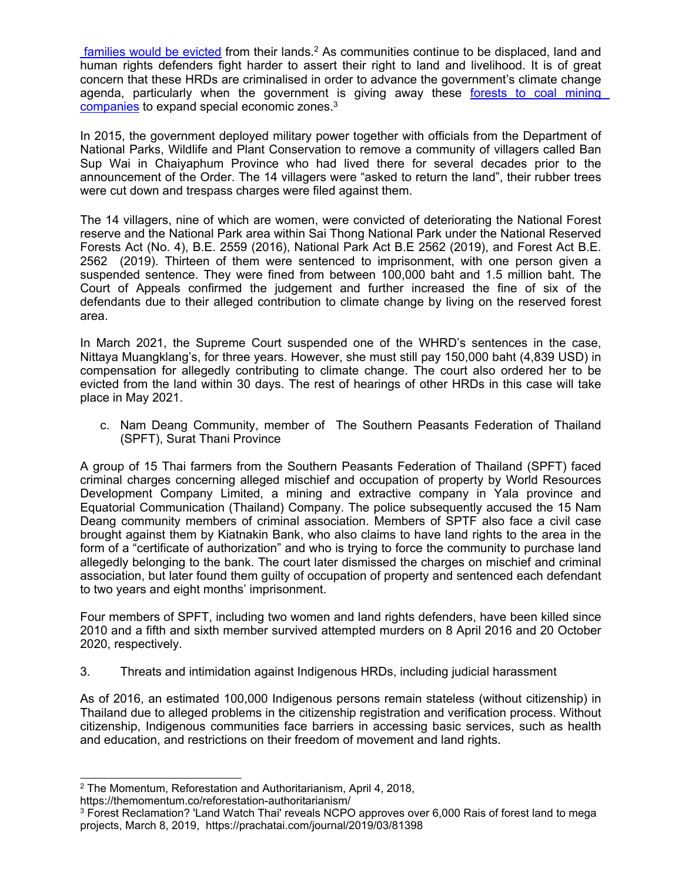[families would be evicted](#) from their lands.[2] As communities continue to be displaced, land and human rights defenders fight harder to assert their right to land and livelihood. It is of great concern that these HRDs are criminalised in order to advance the government's climate change agenda, particularly when the government is giving away these [forests to coal mining companies](#) to expand special economic zones.[3]

In 2015, the government deployed military power together with officials from the Department of National Parks, Wildlife and Plant Conservation to remove a community of villagers called Ban Sup Wai in Chaiyaphum Province who had lived there for several decades prior to the announcement of the Order. The 14 villagers were "asked to return the land", their rubber trees were cut down and trespass charges were filed against them.

The 14 villagers, nine of which are women, were convicted of deteriorating the National Forest reserve and the National Park area within Sai Thong National Park under the National Reserved Forests Act (No. 4), B.E. 2559 (2016), National Park Act B.E 2562 (2019), and Forest Act B.E. 2562 (2019). Thirteen of them were sentenced to imprisonment, with one person given a suspended sentence. They were fined from between 100,000 baht and 1.5 million baht. The Court of Appeals confirmed the judgement and further increased the fine of six of the defendants due to their alleged contribution to climate change by living on the reserved forest area.

In March 2021, the Supreme Court suspended one of the WHRD's sentences in the case, Nittaya Muangklang's, for three years. However, she must still pay 150,000 baht (4,839 USD) in compensation for allegedly contributing to climate change. The court also ordered her to be evicted from the land within 30 days. The rest of hearings of other HRDs in this case will take place in May 2021.

c. Nam Deang Community, member of The Southern Peasants Federation of Thailand (SPFT), Surat Thani Province

A group of 15 Thai farmers from the Southern Peasants Federation of Thailand (SPFT) faced criminal charges concerning alleged mischief and occupation of property by World Resources Development Company Limited, a mining and extractive company in Yala province and Equatorial Communication (Thailand) Company. The police subsequently accused the 15 Nam Deang community members of criminal association. Members of SPTF also face a civil case brought against them by Kiatnakin Bank, who also claims to have land rights to the area in the form of a "certificate of authorization" and who is trying to force the community to purchase land allegedly belonging to the bank. The court later dismissed the charges on mischief and criminal association, but later found them guilty of occupation of property and sentenced each defendant to two years and eight months' imprisonment.

Four members of SPFT, including two women and land rights defenders, have been killed since 2010 and a fifth and sixth member survived attempted murders on 8 April 2016 and 20 October 2020, respectively.

3. Threats and intimidation against Indigenous HRDs, including judicial harassment

As of 2016, an estimated 100,000 Indigenous persons remain stateless (without citizenship) in Thailand due to alleged problems in the citizenship registration and verification process. Without citizenship, Indigenous communities face barriers in accessing basic services, such as health and education, and restrictions on their freedom of movement and land rights.

---

[2] The Momentum, Reforestation and Authoritarianism, April 4, 2018, https://themomentum.co/reforestation-authoritarianism/

[3] Forest Reclamation? 'Land Watch Thai' reveals NCPO approves over 6,000 Rais of forest land to mega projects, March 8, 2019, https://prachatai.com/journal/2019/03/81398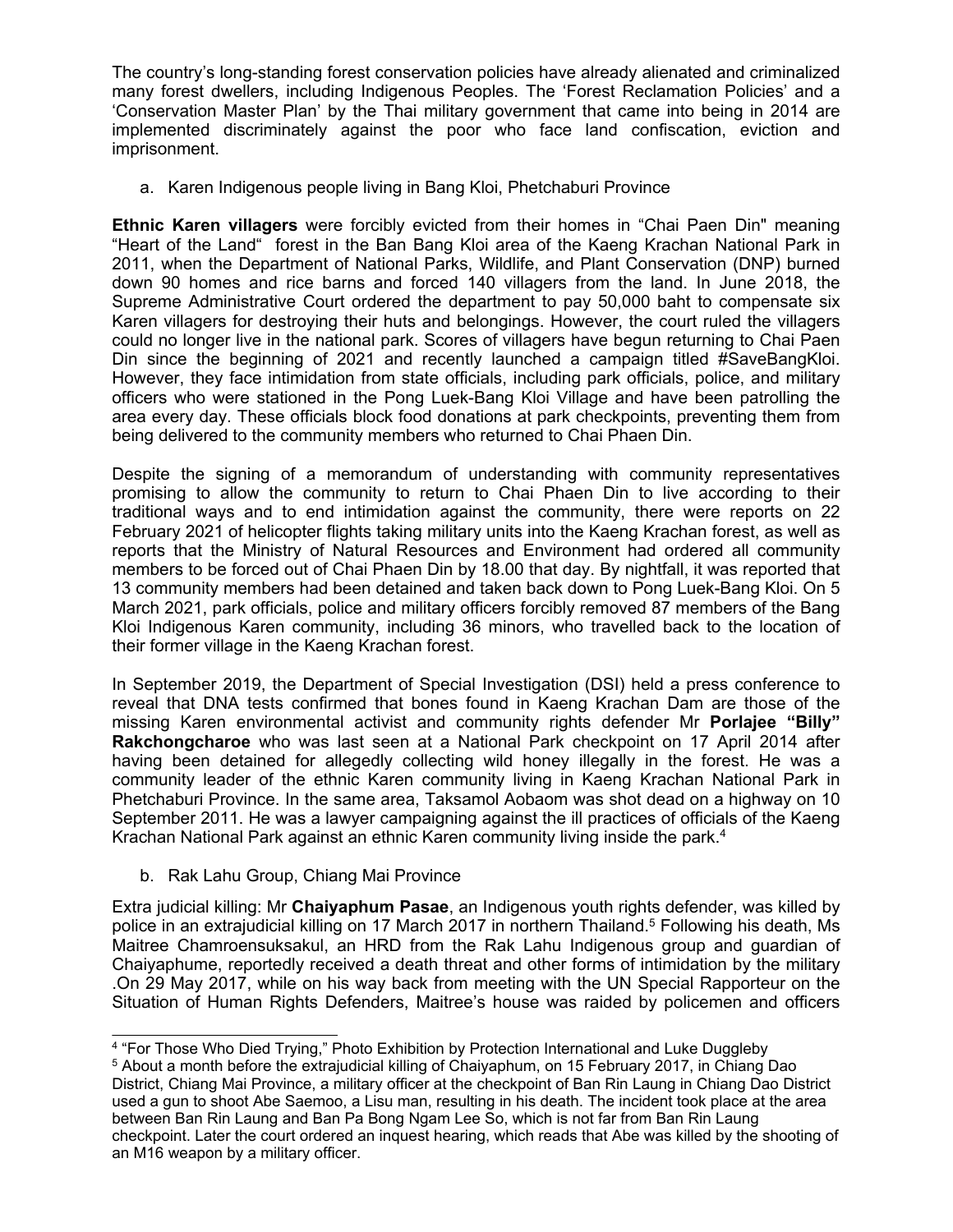The country's long-standing forest conservation policies have already alienated and criminalized many forest dwellers, including Indigenous Peoples. The 'Forest Reclamation Policies' and a 'Conservation Master Plan' by the Thai military government that came into being in 2014 are implemented discriminately against the poor who face land confiscation, eviction and imprisonment.

a. Karen Indigenous people living in Bang Kloi, Phetchaburi Province

**Ethnic Karen villagers** were forcibly evicted from their homes in "Chai Paen Din" meaning "Heart of the Land" forest in the Ban Bang Kloi area of the Kaeng Krachan National Park in 2011, when the Department of National Parks, Wildlife, and Plant Conservation (DNP) burned down 90 homes and rice barns and forced 140 villagers from the land. In June 2018, the Supreme Administrative Court ordered the department to pay 50,000 baht to compensate six Karen villagers for destroying their huts and belongings. However, the court ruled the villagers could no longer live in the national park. Scores of villagers have begun returning to Chai Paen Din since the beginning of 2021 and recently launched a campaign titled #SaveBangKloi. However, they face intimidation from state officials, including park officials, police, and military officers who were stationed in the Pong Luek-Bang Kloi Village and have been patrolling the area every day. These officials block food donations at park checkpoints, preventing them from being delivered to the community members who returned to Chai Phaen Din.

Despite the signing of a memorandum of understanding with community representatives promising to allow the community to return to Chai Phaen Din to live according to their traditional ways and to end intimidation against the community, there were reports on 22 February 2021 of helicopter flights taking military units into the Kaeng Krachan forest, as well as reports that the Ministry of Natural Resources and Environment had ordered all community members to be forced out of Chai Phaen Din by 18.00 that day. By nightfall, it was reported that 13 community members had been detained and taken back down to Pong Luek-Bang Kloi. On 5 March 2021, park officials, police and military officers forcibly removed 87 members of the Bang Kloi Indigenous Karen community, including 36 minors, who travelled back to the location of their former village in the Kaeng Krachan forest.

In September 2019, the Department of Special Investigation (DSI) held a press conference to reveal that DNA tests confirmed that bones found in Kaeng Krachan Dam are those of the missing Karen environmental activist and community rights defender Mr **Porlajee "Billy" Rakchongcharoe** who was last seen at a National Park checkpoint on 17 April 2014 after having been detained for allegedly collecting wild honey illegally in the forest. He was a community leader of the ethnic Karen community living in Kaeng Krachan National Park in Phetchaburi Province. In the same area, Taksamol Aobaom was shot dead on a highway on 10 September 2011. He was a lawyer campaigning against the ill practices of officials of the Kaeng Krachan National Park against an ethnic Karen community living inside the park.[4]

b. Rak Lahu Group, Chiang Mai Province

Extra judicial killing: Mr **Chaiyaphum Pasae**, an Indigenous youth rights defender, was killed by police in an extrajudicial killing on 17 March 2017 in northern Thailand.[5] Following his death, Ms Maitree Chamroensuksakul, an HRD from the Rak Lahu Indigenous group and guardian of Chaiyaphume, reportedly received a death threat and other forms of intimidation by the military .On 29 May 2017, while on his way back from meeting with the UN Special Rapporteur on the Situation of Human Rights Defenders, Maitree's house was raided by policemen and officers

---

[4] "For Those Who Died Trying," Photo Exhibition by Protection International and Luke Duggleby

[5] About a month before the extrajudicial killing of Chaiyaphum, on 15 February 2017, in Chiang Dao District, Chiang Mai Province, a military officer at the checkpoint of Ban Rin Laung in Chiang Dao District used a gun to shoot Abe Saemoo, a Lisu man, resulting in his death. The incident took place at the area between Ban Rin Laung and Ban Pa Bong Ngam Lee So, which is not far from Ban Rin Laung checkpoint. Later the court ordered an inquest hearing, which reads that Abe was killed by the shooting of an M16 weapon by a military officer.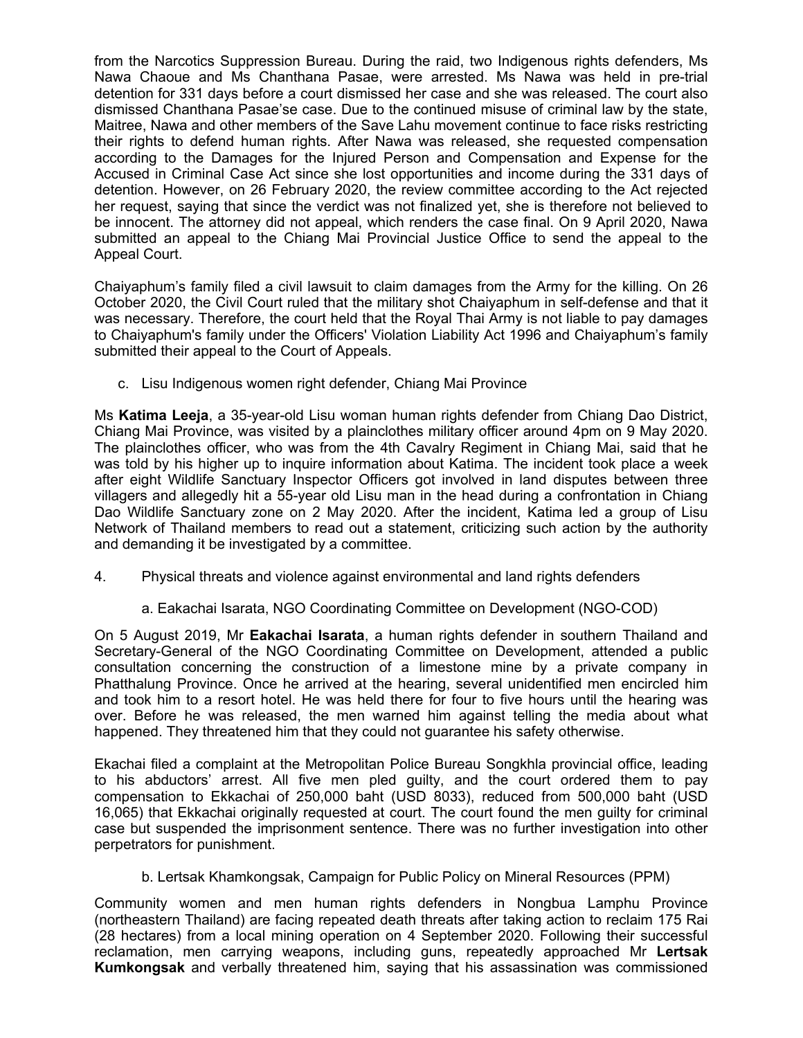from the Narcotics Suppression Bureau. During the raid, two Indigenous rights defenders, Ms Nawa Chaoue and Ms Chanthana Pasae, were arrested. Ms Nawa was held in pre-trial detention for 331 days before a court dismissed her case and she was released. The court also dismissed Chanthana Pasae'se case. Due to the continued misuse of criminal law by the state, Maitree, Nawa and other members of the Save Lahu movement continue to face risks restricting their rights to defend human rights. After Nawa was released, she requested compensation according to the Damages for the Injured Person and Compensation and Expense for the Accused in Criminal Case Act since she lost opportunities and income during the 331 days of detention. However, on 26 February 2020, the review committee according to the Act rejected her request, saying that since the verdict was not finalized yet, she is therefore not believed to be innocent. The attorney did not appeal, which renders the case final. On 9 April 2020, Nawa submitted an appeal to the Chiang Mai Provincial Justice Office to send the appeal to the Appeal Court.

Chaiyaphum's family filed a civil lawsuit to claim damages from the Army for the killing. On 26 October 2020, the Civil Court ruled that the military shot Chaiyaphum in self-defense and that it was necessary. Therefore, the court held that the Royal Thai Army is not liable to pay damages to Chaiyaphum's family under the Officers' Violation Liability Act 1996 and Chaiyaphum's family submitted their appeal to the Court of Appeals.

c. Lisu Indigenous women right defender, Chiang Mai Province

Ms **Katima Leeja**, a 35-year-old Lisu woman human rights defender from Chiang Dao District, Chiang Mai Province, was visited by a plainclothes military officer around 4pm on 9 May 2020. The plainclothes officer, who was from the 4th Cavalry Regiment in Chiang Mai, said that he was told by his higher up to inquire information about Katima. The incident took place a week after eight Wildlife Sanctuary Inspector Officers got involved in land disputes between three villagers and allegedly hit a 55-year old Lisu man in the head during a confrontation in Chiang Dao Wildlife Sanctuary zone on 2 May 2020. After the incident, Katima led a group of Lisu Network of Thailand members to read out a statement, criticizing such action by the authority and demanding it be investigated by a committee.

4. Physical threats and violence against environmental and land rights defenders

a. Eakachai Isarata, NGO Coordinating Committee on Development (NGO-COD)

On 5 August 2019, Mr **Eakachai Isarata**, a human rights defender in southern Thailand and Secretary-General of the NGO Coordinating Committee on Development, attended a public consultation concerning the construction of a limestone mine by a private company in Phatthalung Province. Once he arrived at the hearing, several unidentified men encircled him and took him to a resort hotel. He was held there for four to five hours until the hearing was over. Before he was released, the men warned him against telling the media about what happened. They threatened him that they could not guarantee his safety otherwise.

Ekachai filed a complaint at the Metropolitan Police Bureau Songkhla provincial office, leading to his abductors' arrest. All five men pled guilty, and the court ordered them to pay compensation to Ekkachai of 250,000 baht (USD 8033), reduced from 500,000 baht (USD 16,065) that Ekkachai originally requested at court. The court found the men guilty for criminal case but suspended the imprisonment sentence. There was no further investigation into other perpetrators for punishment.

b. Lertsak Khamkongsak, Campaign for Public Policy on Mineral Resources (PPM)

Community women and men human rights defenders in Nongbua Lamphu Province (northeastern Thailand) are facing repeated death threats after taking action to reclaim 175 Rai (28 hectares) from a local mining operation on 4 September 2020. Following their successful reclamation, men carrying weapons, including guns, repeatedly approached Mr **Lertsak Kumkongsak** and verbally threatened him, saying that his assassination was commissioned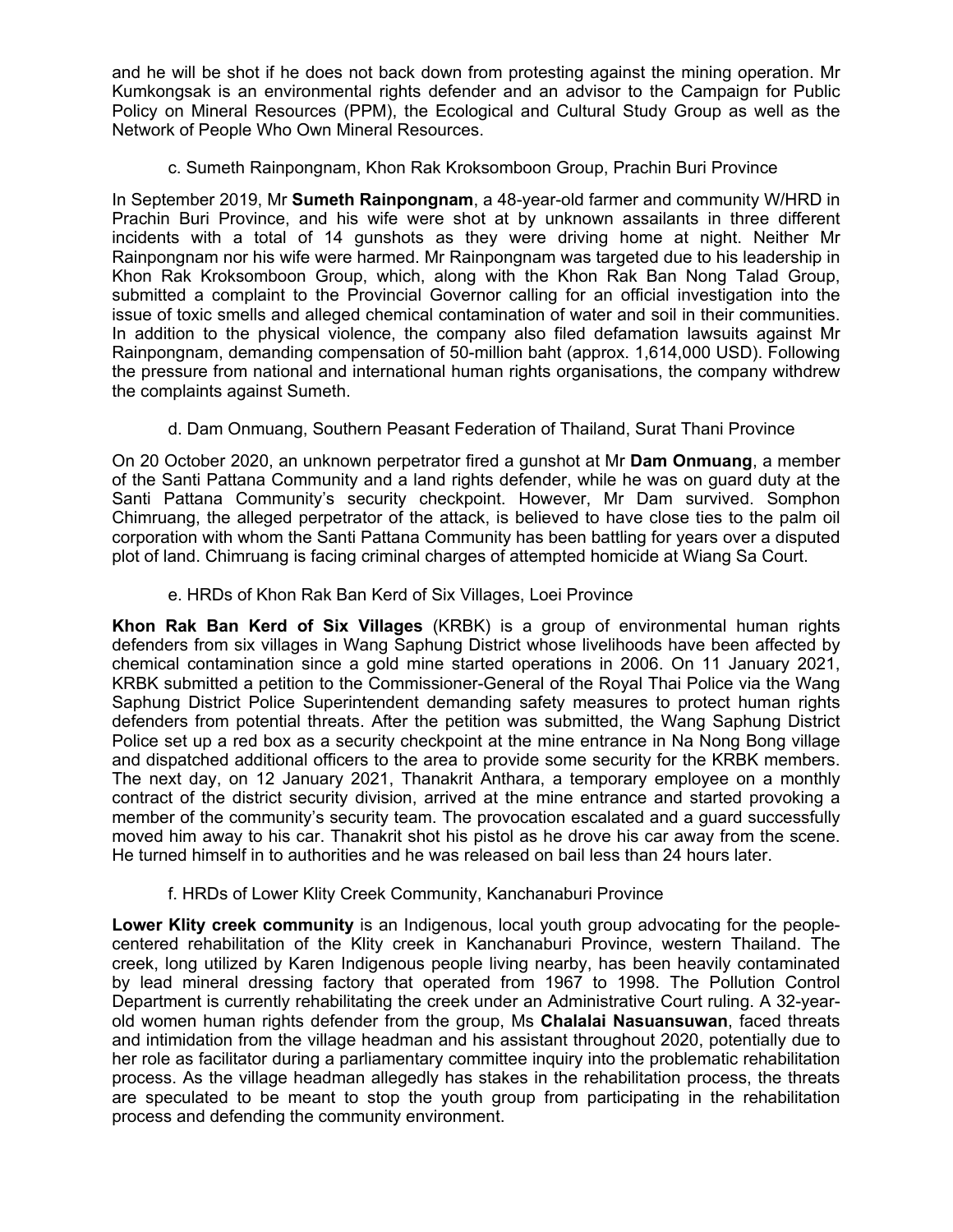and he will be shot if he does not back down from protesting against the mining operation. Mr Kumkongsak is an environmental rights defender and an advisor to the Campaign for Public Policy on Mineral Resources (PPM), the Ecological and Cultural Study Group as well as the Network of People Who Own Mineral Resources.

c. Sumeth Rainpongnam, Khon Rak Kroksomboon Group, Prachin Buri Province

In September 2019, Mr **Sumeth Rainpongnam**, a 48-year-old farmer and community W/HRD in Prachin Buri Province, and his wife were shot at by unknown assailants in three different incidents with a total of 14 gunshots as they were driving home at night. Neither Mr Rainpongnam nor his wife were harmed. Mr Rainpongnam was targeted due to his leadership in Khon Rak Kroksomboon Group, which, along with the Khon Rak Ban Nong Talad Group, submitted a complaint to the Provincial Governor calling for an official investigation into the issue of toxic smells and alleged chemical contamination of water and soil in their communities. In addition to the physical violence, the company also filed defamation lawsuits against Mr Rainpongnam, demanding compensation of 50-million baht (approx. 1,614,000 USD). Following the pressure from national and international human rights organisations, the company withdrew the complaints against Sumeth.

d. Dam Onmuang, Southern Peasant Federation of Thailand, Surat Thani Province

On 20 October 2020, an unknown perpetrator fired a gunshot at Mr **Dam Onmuang**, a member of the Santi Pattana Community and a land rights defender, while he was on guard duty at the Santi Pattana Community's security checkpoint. However, Mr Dam survived. Somphon Chimruang, the alleged perpetrator of the attack, is believed to have close ties to the palm oil corporation with whom the Santi Pattana Community has been battling for years over a disputed plot of land. Chimruang is facing criminal charges of attempted homicide at Wiang Sa Court.

e. HRDs of Khon Rak Ban Kerd of Six Villages, Loei Province

**Khon Rak Ban Kerd of Six Villages** (KRBK) is a group of environmental human rights defenders from six villages in Wang Saphung District whose livelihoods have been affected by chemical contamination since a gold mine started operations in 2006. On 11 January 2021, KRBK submitted a petition to the Commissioner-General of the Royal Thai Police via the Wang Saphung District Police Superintendent demanding safety measures to protect human rights defenders from potential threats. After the petition was submitted, the Wang Saphung District Police set up a red box as a security checkpoint at the mine entrance in Na Nong Bong village and dispatched additional officers to the area to provide some security for the KRBK members. The next day, on 12 January 2021, Thanakrit Anthara, a temporary employee on a monthly contract of the district security division, arrived at the mine entrance and started provoking a member of the community's security team. The provocation escalated and a guard successfully moved him away to his car. Thanakrit shot his pistol as he drove his car away from the scene. He turned himself in to authorities and he was released on bail less than 24 hours later.

f. HRDs of Lower Klity Creek Community, Kanchanaburi Province

**Lower Klity creek community** is an Indigenous, local youth group advocating for the people-centered rehabilitation of the Klity creek in Kanchanaburi Province, western Thailand. The creek, long utilized by Karen Indigenous people living nearby, has been heavily contaminated by lead mineral dressing factory that operated from 1967 to 1998. The Pollution Control Department is currently rehabilitating the creek under an Administrative Court ruling. A 32-year-old women human rights defender from the group, Ms **Chalalai Nasuansuwan**, faced threats and intimidation from the village headman and his assistant throughout 2020, potentially due to her role as facilitator during a parliamentary committee inquiry into the problematic rehabilitation process. As the village headman allegedly has stakes in the rehabilitation process, the threats are speculated to be meant to stop the youth group from participating in the rehabilitation process and defending the community environment.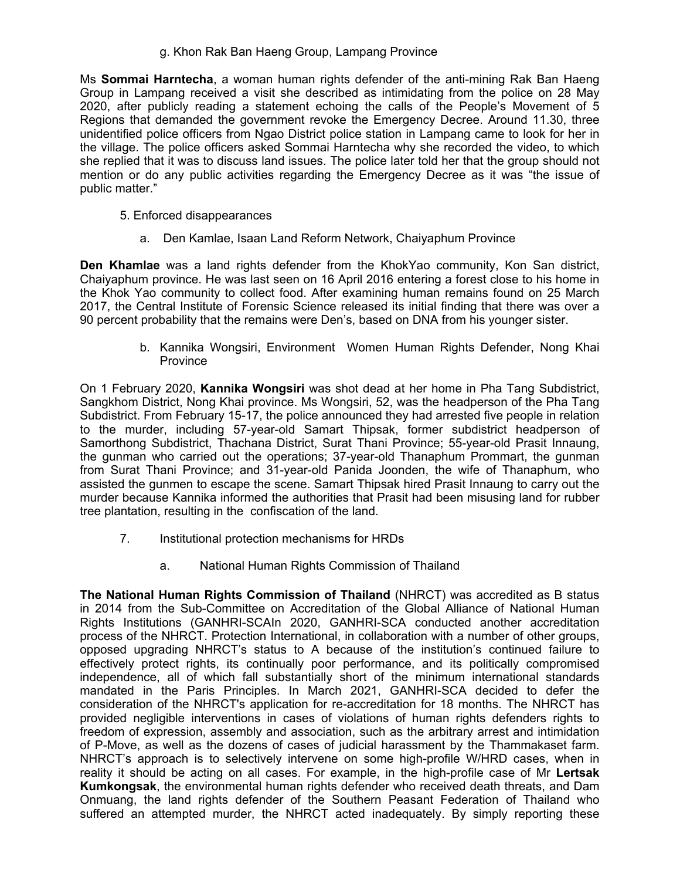g. Khon Rak Ban Haeng Group, Lampang Province

Ms **Sommai Harntecha**, a woman human rights defender of the anti-mining Rak Ban Haeng Group in Lampang received a visit she described as intimidating from the police on 28 May 2020, after publicly reading a statement echoing the calls of the People's Movement of 5 Regions that demanded the government revoke the Emergency Decree. Around 11.30, three unidentified police officers from Ngao District police station in Lampang came to look for her in the village. The police officers asked Sommai Harntecha why she recorded the video, to which she replied that it was to discuss land issues. The police later told her that the group should not mention or do any public activities regarding the Emergency Decree as it was "the issue of public matter."

5. Enforced disappearances

a. Den Kamlae, Isaan Land Reform Network, Chaiyaphum Province

**Den Khamlae** was a land rights defender from the KhokYao community, Kon San district, Chaiyaphum province. He was last seen on 16 April 2016 entering a forest close to his home in the Khok Yao community to collect food. After examining human remains found on 25 March 2017, the Central Institute of Forensic Science released its initial finding that there was over a 90 percent probability that the remains were Den's, based on DNA from his younger sister.

b. Kannika Wongsiri, Environment Women Human Rights Defender, Nong Khai Province

On 1 February 2020, **Kannika Wongsiri** was shot dead at her home in Pha Tang Subdistrict, Sangkhom District, Nong Khai province. Ms Wongsiri, 52, was the headperson of the Pha Tang Subdistrict. From February 15-17, the police announced they had arrested five people in relation to the murder, including 57-year-old Samart Thipsak, former subdistrict headperson of Samorthong Subdistrict, Thachana District, Surat Thani Province; 55-year-old Prasit Innaung, the gunman who carried out the operations; 37-year-old Thanaphum Prommart, the gunman from Surat Thani Province; and 31-year-old Panida Joonden, the wife of Thanaphum, who assisted the gunmen to escape the scene. Samart Thipsak hired Prasit Innaung to carry out the murder because Kannika informed the authorities that Prasit had been misusing land for rubber tree plantation, resulting in the confiscation of the land.

7. Institutional protection mechanisms for HRDs

a. National Human Rights Commission of Thailand

**The National Human Rights Commission of Thailand** (NHRCT) was accredited as B status in 2014 from the Sub-Committee on Accreditation of the Global Alliance of National Human Rights Institutions (GANHRI-SCAIn 2020, GANHRI-SCA conducted another accreditation process of the NHRCT. Protection International, in collaboration with a number of other groups, opposed upgrading NHRCT's status to A because of the institution's continued failure to effectively protect rights, its continually poor performance, and its politically compromised independence, all of which fall substantially short of the minimum international standards mandated in the Paris Principles. In March 2021, GANHRI-SCA decided to defer the consideration of the NHRCT's application for re-accreditation for 18 months. The NHRCT has provided negligible interventions in cases of violations of human rights defenders rights to freedom of expression, assembly and association, such as the arbitrary arrest and intimidation of P-Move, as well as the dozens of cases of judicial harassment by the Thammakaset farm. NHRCT's approach is to selectively intervene on some high-profile W/HRD cases, when in reality it should be acting on all cases. For example, in the high-profile case of Mr **Lertsak Kumkongsak**, the environmental human rights defender who received death threats, and Dam Onmuang, the land rights defender of the Southern Peasant Federation of Thailand who suffered an attempted murder, the NHRCT acted inadequately. By simply reporting these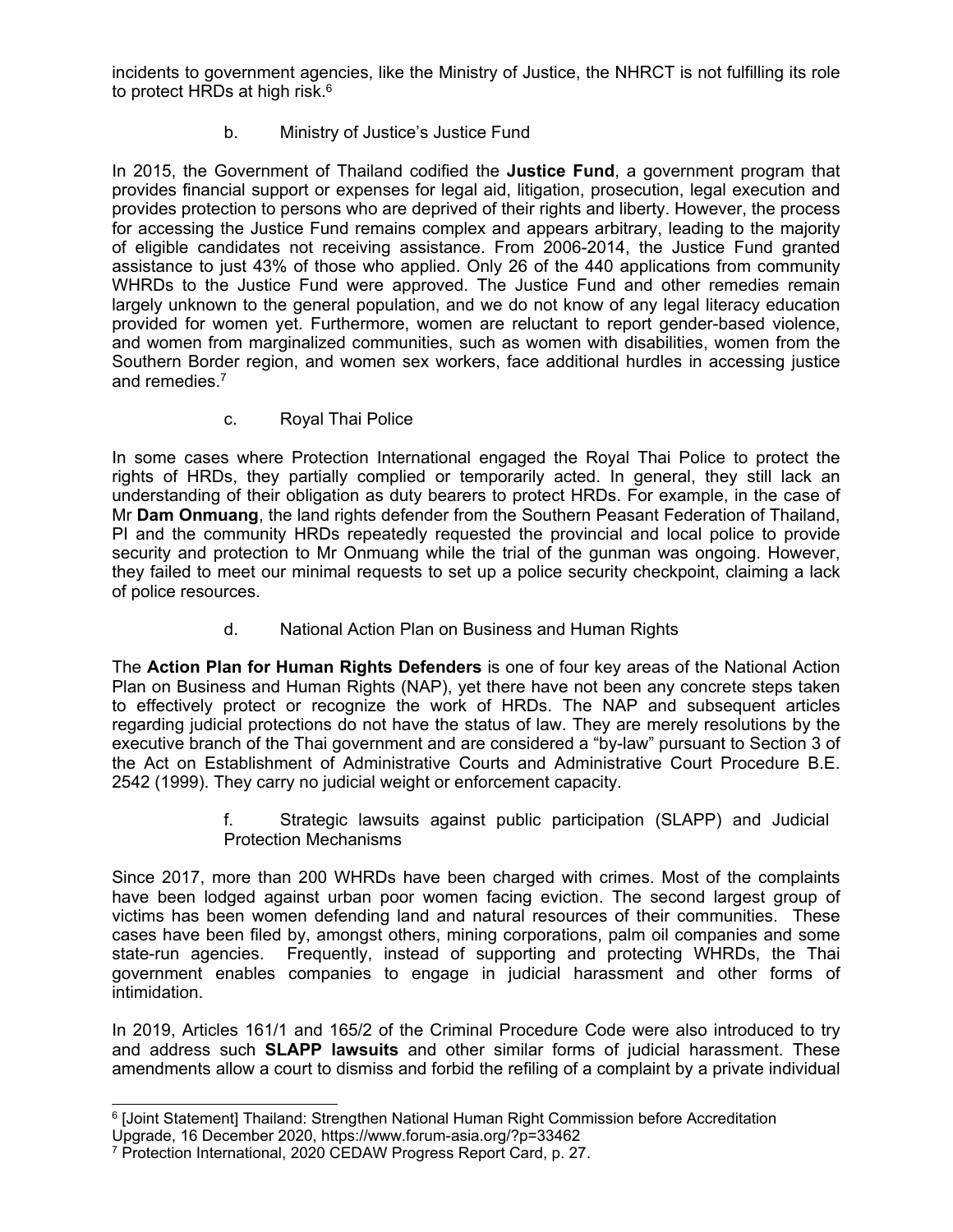incidents to government agencies, like the Ministry of Justice, the NHRCT is not fulfilling its role to protect HRDs at high risk.[6]

### b. Ministry of Justice's Justice Fund

In 2015, the Government of Thailand codified the **Justice Fund**, a government program that provides financial support or expenses for legal aid, litigation, prosecution, legal execution and provides protection to persons who are deprived of their rights and liberty. However, the process for accessing the Justice Fund remains complex and appears arbitrary, leading to the majority of eligible candidates not receiving assistance. From 2006-2014, the Justice Fund granted assistance to just 43% of those who applied. Only 26 of the 440 applications from community WHRDs to the Justice Fund were approved. The Justice Fund and other remedies remain largely unknown to the general population, and we do not know of any legal literacy education provided for women yet. Furthermore, women are reluctant to report gender-based violence, and women from marginalized communities, such as women with disabilities, women from the Southern Border region, and women sex workers, face additional hurdles in accessing justice and remedies.[7]

### c. Royal Thai Police

In some cases where Protection International engaged the Royal Thai Police to protect the rights of HRDs, they partially complied or temporarily acted. In general, they still lack an understanding of their obligation as duty bearers to protect HRDs. For example, in the case of Mr **Dam Onmuang**, the land rights defender from the Southern Peasant Federation of Thailand, PI and the community HRDs repeatedly requested the provincial and local police to provide security and protection to Mr Onmuang while the trial of the gunman was ongoing. However, they failed to meet our minimal requests to set up a police security checkpoint, claiming a lack of police resources.

### d. National Action Plan on Business and Human Rights

The **Action Plan for Human Rights Defenders** is one of four key areas of the National Action Plan on Business and Human Rights (NAP), yet there have not been any concrete steps taken to effectively protect or recognize the work of HRDs. The NAP and subsequent articles regarding judicial protections do not have the status of law. They are merely resolutions by the executive branch of the Thai government and are considered a "by-law" pursuant to Section 3 of the Act on Establishment of Administrative Courts and Administrative Court Procedure B.E. 2542 (1999). They carry no judicial weight or enforcement capacity.

### f. Strategic lawsuits against public participation (SLAPP) and Judicial Protection Mechanisms

Since 2017, more than 200 WHRDs have been charged with crimes. Most of the complaints have been lodged against urban poor women facing eviction. The second largest group of victims has been women defending land and natural resources of their communities. These cases have been filed by, amongst others, mining corporations, palm oil companies and some state-run agencies. Frequently, instead of supporting and protecting WHRDs, the Thai government enables companies to engage in judicial harassment and other forms of intimidation.

In 2019, Articles 161/1 and 165/2 of the Criminal Procedure Code were also introduced to try and address such **SLAPP lawsuits** and other similar forms of judicial harassment. These amendments allow a court to dismiss and forbid the refiling of a complaint by a private individual

---

[6] [Joint Statement] Thailand: Strengthen National Human Right Commission before Accreditation Upgrade, 16 December 2020, https://www.forum-asia.org/?p=33462

[7] Protection International, 2020 CEDAW Progress Report Card, p. 27.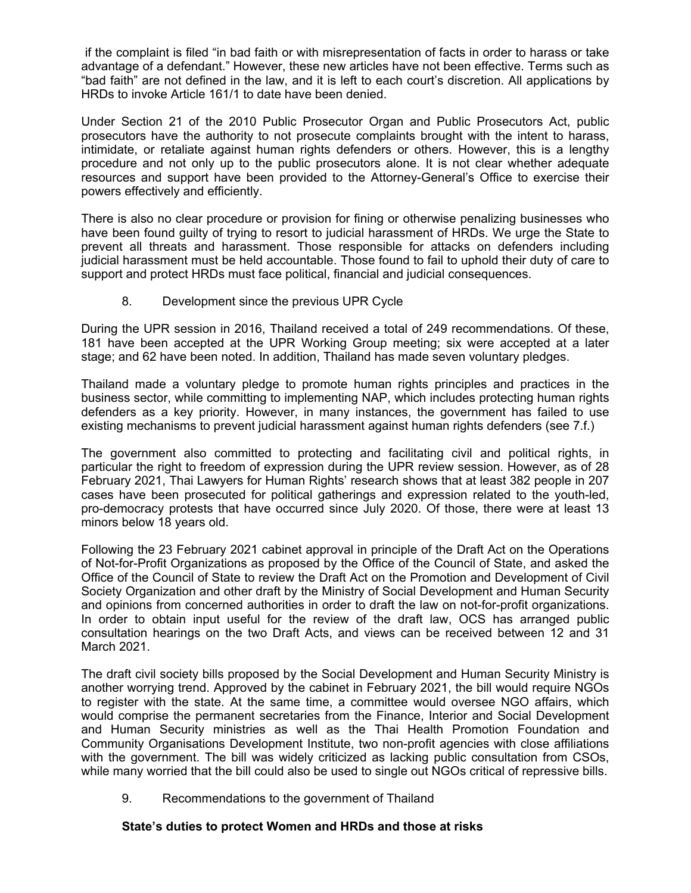if the complaint is filed "in bad faith or with misrepresentation of facts in order to harass or take advantage of a defendant." However, these new articles have not been effective. Terms such as "bad faith" are not defined in the law, and it is left to each court's discretion. All applications by HRDs to invoke Article 161/1 to date have been denied.

Under Section 21 of the 2010 Public Prosecutor Organ and Public Prosecutors Act, public prosecutors have the authority to not prosecute complaints brought with the intent to harass, intimidate, or retaliate against human rights defenders or others. However, this is a lengthy procedure and not only up to the public prosecutors alone. It is not clear whether adequate resources and support have been provided to the Attorney-General's Office to exercise their powers effectively and efficiently.

There is also no clear procedure or provision for fining or otherwise penalizing businesses who have been found guilty of trying to resort to judicial harassment of HRDs. We urge the State to prevent all threats and harassment. Those responsible for attacks on defenders including judicial harassment must be held accountable. Those found to fail to uphold their duty of care to support and protect HRDs must face political, financial and judicial consequences.

## 8. Development since the previous UPR Cycle

During the UPR session in 2016, Thailand received a total of 249 recommendations. Of these, 181 have been accepted at the UPR Working Group meeting; six were accepted at a later stage; and 62 have been noted. In addition, Thailand has made seven voluntary pledges.

Thailand made a voluntary pledge to promote human rights principles and practices in the business sector, while committing to implementing NAP, which includes protecting human rights defenders as a key priority. However, in many instances, the government has failed to use existing mechanisms to prevent judicial harassment against human rights defenders (see 7.f.)

The government also committed to protecting and facilitating civil and political rights, in particular the right to freedom of expression during the UPR review session. However, as of 28 February 2021, Thai Lawyers for Human Rights' research shows that at least 382 people in 207 cases have been prosecuted for political gatherings and expression related to the youth-led, pro-democracy protests that have occurred since July 2020. Of those, there were at least 13 minors below 18 years old.

Following the 23 February 2021 cabinet approval in principle of the Draft Act on the Operations of Not-for-Profit Organizations as proposed by the Office of the Council of State, and asked the Office of the Council of State to review the Draft Act on the Promotion and Development of Civil Society Organization and other draft by the Ministry of Social Development and Human Security and opinions from concerned authorities in order to draft the law on not-for-profit organizations. In order to obtain input useful for the review of the draft law, OCS has arranged public consultation hearings on the two Draft Acts, and views can be received between 12 and 31 March 2021.

The draft civil society bills proposed by the Social Development and Human Security Ministry is another worrying trend. Approved by the cabinet in February 2021, the bill would require NGOs to register with the state. At the same time, a committee would oversee NGO affairs, which would comprise the permanent secretaries from the Finance, Interior and Social Development and Human Security ministries as well as the Thai Health Promotion Foundation and Community Organisations Development Institute, two non-profit agencies with close affiliations with the government. The bill was widely criticized as lacking public consultation from CSOs, while many worried that the bill could also be used to single out NGOs critical of repressive bills.

## 9. Recommendations to the government of Thailand

**State's duties to protect Women and HRDs and those at risks**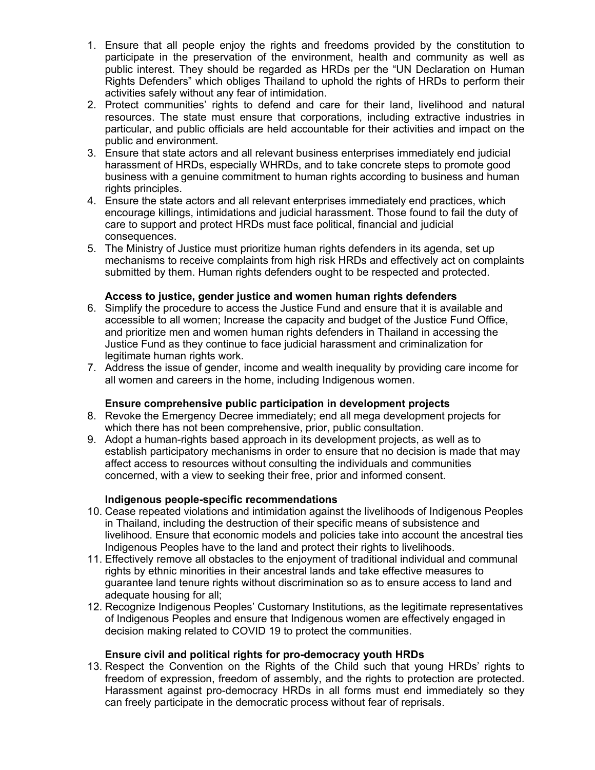1. Ensure that all people enjoy the rights and freedoms provided by the constitution to participate in the preservation of the environment, health and community as well as public interest. They should be regarded as HRDs per the "UN Declaration on Human Rights Defenders" which obliges Thailand to uphold the rights of HRDs to perform their activities safely without any fear of intimidation.
2. Protect communities' rights to defend and care for their land, livelihood and natural resources. The state must ensure that corporations, including extractive industries in particular, and public officials are held accountable for their activities and impact on the public and environment.
3. Ensure that state actors and all relevant business enterprises immediately end judicial harassment of HRDs, especially WHRDs, and to take concrete steps to promote good business with a genuine commitment to human rights according to business and human rights principles.
4. Ensure the state actors and all relevant enterprises immediately end practices, which encourage killings, intimidations and judicial harassment. Those found to fail the duty of care to support and protect HRDs must face political, financial and judicial consequences.
5. The Ministry of Justice must prioritize human rights defenders in its agenda, set up mechanisms to receive complaints from high risk HRDs and effectively act on complaints submitted by them. Human rights defenders ought to be respected and protected.

**Access to justice, gender justice and women human rights defenders**

6. Simplify the procedure to access the Justice Fund and ensure that it is available and accessible to all women; Increase the capacity and budget of the Justice Fund Office, and prioritize men and women human rights defenders in Thailand in accessing the Justice Fund as they continue to face judicial harassment and criminalization for legitimate human rights work.
7. Address the issue of gender, income and wealth inequality by providing care income for all women and careers in the home, including Indigenous women.

**Ensure comprehensive public participation in development projects**

8. Revoke the Emergency Decree immediately; end all mega development projects for which there has not been comprehensive, prior, public consultation.
9. Adopt a human-rights based approach in its development projects, as well as to establish participatory mechanisms in order to ensure that no decision is made that may affect access to resources without consulting the individuals and communities concerned, with a view to seeking their free, prior and informed consent.

**Indigenous people-specific recommendations**

10. Cease repeated violations and intimidation against the livelihoods of Indigenous Peoples in Thailand, including the destruction of their specific means of subsistence and livelihood. Ensure that economic models and policies take into account the ancestral ties Indigenous Peoples have to the land and protect their rights to livelihoods.
11. Effectively remove all obstacles to the enjoyment of traditional individual and communal rights by ethnic minorities in their ancestral lands and take effective measures to guarantee land tenure rights without discrimination so as to ensure access to land and adequate housing for all;
12. Recognize Indigenous Peoples' Customary Institutions, as the legitimate representatives of Indigenous Peoples and ensure that Indigenous women are effectively engaged in decision making related to COVID 19 to protect the communities.

**Ensure civil and political rights for pro-democracy youth HRDs**

13. Respect the Convention on the Rights of the Child such that young HRDs' rights to freedom of expression, freedom of assembly, and the rights to protection are protected. Harassment against pro-democracy HRDs in all forms must end immediately so they can freely participate in the democratic process without fear of reprisals.